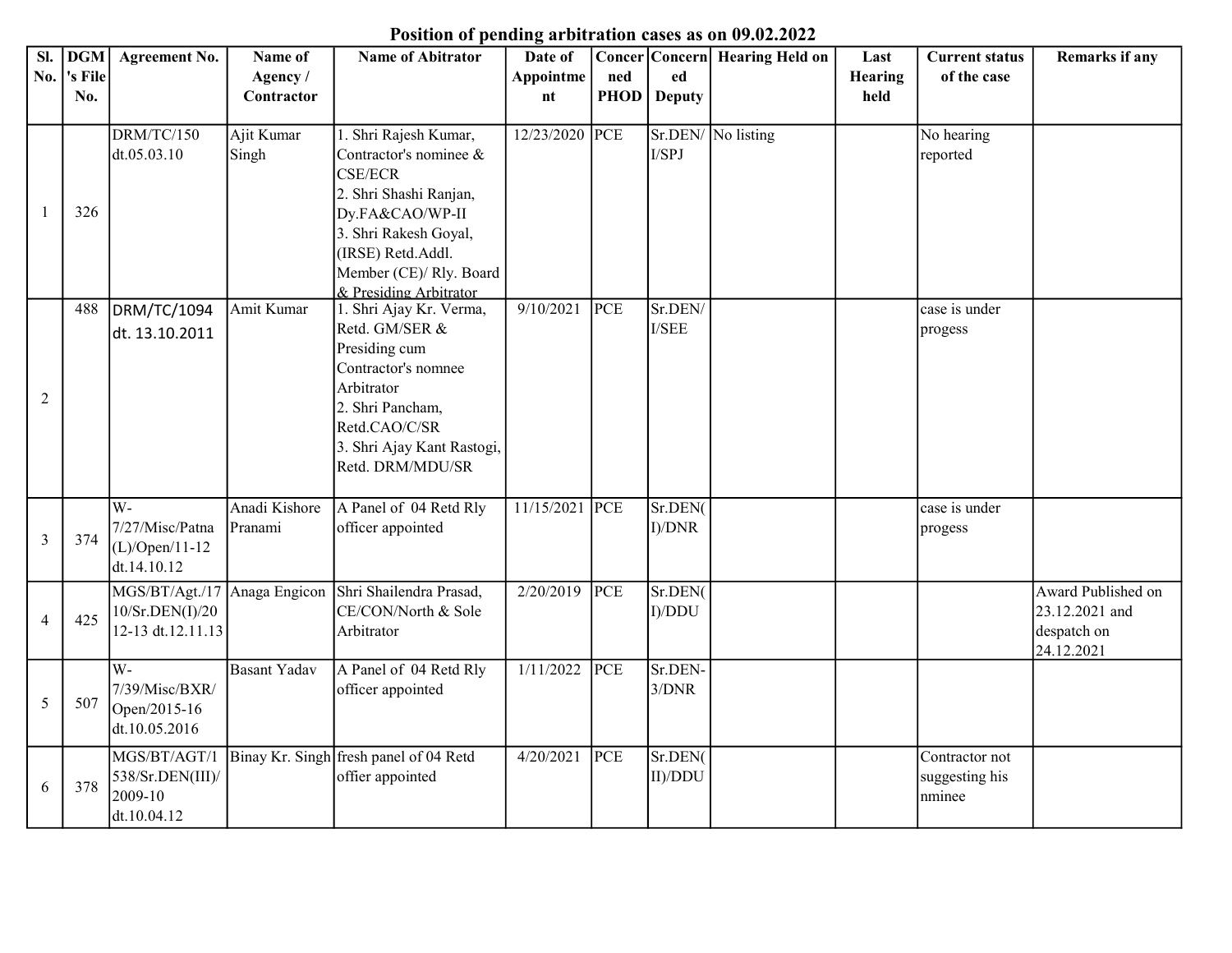# Position of pending arbitration cases as on 09.02.2022

| Sl. No. | DGM's File No. | Agreement No. | Name of Agency / Contractor | Name of Abitrator | Date of Appointment | Concerned PHOD | Concerned Deputy | Hearing Held on | Last Hearing held | Current status of the case | Remarks if any |
|---|---|---|---|---|---|---|---|---|---|---|---|
| 1 | 326 | DRM/TC/150 dt.05.03.10 | Ajit Kumar Singh | 1. Shri Rajesh Kumar, Contractor's nominee & CSE/ECR<br>2. Shri Shashi Ranjan, Dy.FA&CAO/WP-II<br>3. Shri Rakesh Goyal, (IRSE) Retd.Addl. Member (CE)/ Rly. Board & Presiding Arbitrator | 12/23/2020 | PCE | Sr.DEN/I/SPJ | No listing | | No hearing reported | |
| 2 | 488 | DRM/TC/1094 dt. 13.10.2011 | Amit Kumar | 1. Shri Ajay Kr. Verma, Retd. GM/SER & Presiding cum Contractor's nomnee Arbitrator<br>2. Shri Pancham, Retd.CAO/C/SR<br>3. Shri Ajay Kant Rastogi, Retd. DRM/MDU/SR | 9/10/2021 | PCE | Sr.DEN/I/SEE | | | case is under progess | |
| 3 | 374 | W-7/27/Misc/Patna (L)/Open/11-12 dt.14.10.12 | Anadi Kishore Pranami | A Panel of 04 Retd Rly officer appointed | 11/15/2021 | PCE | Sr.DEN(I)/DNR | | | case is under progess | |
| 4 | 425 | MGS/BT/Agt./1710/Sr.DEN(I)/2012-13 dt.12.11.13 | Anaga Engicon | Shri Shailendra Prasad, CE/CON/North & Sole Arbitrator | 2/20/2019 | PCE | Sr.DEN(I)/DDU | | | | Award Published on 23.12.2021 and despatch on 24.12.2021 |
| 5 | 507 | W-7/39/Misc/BXR/Open/2015-16 dt.10.05.2016 | Basant Yadav | A Panel of 04 Retd Rly officer appointed | 1/11/2022 | PCE | Sr.DEN-3/DNR | | | | |
| 6 | 378 | MGS/BT/AGT/1538/Sr.DEN(III)/2009-10 dt.10.04.12 | Binay Kr. Singh | fresh panel of 04 Retd offier appointed | 4/20/2021 | PCE | Sr.DEN(II)/DDU | | | Contractor not suggesting his nminee | |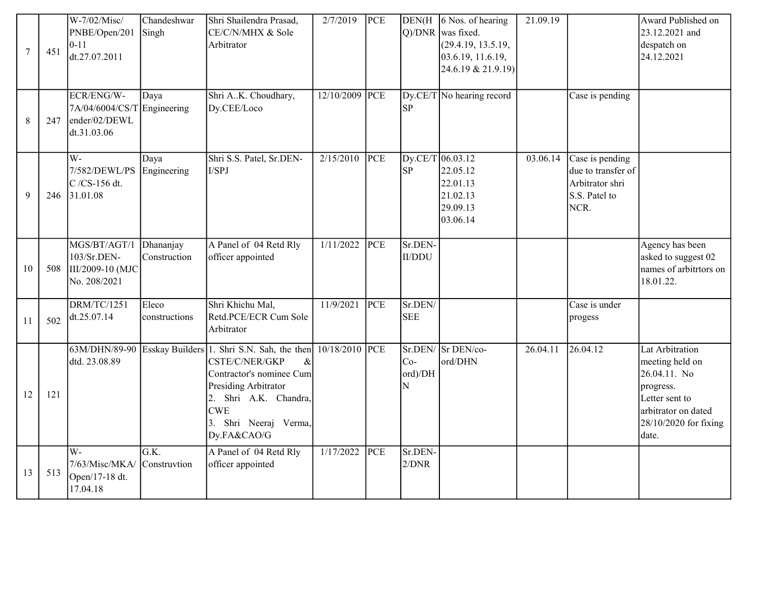| | | | | | | | | | | | |
|---|---|---|---|---|---|---|---|---|---|---|---|
| 7 | 451 | W-7/02/Misc/ PNBE/Open/2010-11 dt.27.07.2011 | Chandeshwar Singh | Shri Shailendra Prasad, CE/C/N/MHX & Sole Arbitrator | 2/7/2019 | PCE | DEN(HQ)/DNR | 6 Nos. of hearing was fixed. (29.4.19, 13.5.19, 03.6.19, 11.6.19, 24.6.19 & 21.9.19) | 21.09.19 | | Award Published on 23.12.2021 and despatch on 24.12.2021 |
| 8 | 247 | ECR/ENG/W-7A/04/6004/CS/Tender/02/DEWL dt.31.03.06 | Daya Engineering | Shri A..K. Choudhary, Dy.CEE/Loco | 12/10/2009 | PCE | Dy.CE/TSP | No hearing record | | Case is pending | |
| 9 | 246 | W-7/582/DEWL/PSC /CS-156 dt. 31.01.08 | Daya Engineering | Shri S.S. Patel, Sr.DEN-I/SPJ | 2/15/2010 | PCE | Dy.CE/TSP | 06.03.12<br>22.05.12<br>22.01.13<br>21.02.13<br>29.09.13<br>03.06.14 | 03.06.14 | Case is pending due to transfer of Arbitrator shri S.S. Patel to NCR. | |
| 10 | 508 | MGS/BT/AGT/1103/Sr.DEN-III/2009-10 (MJC No. 208/2021 | Dhananjay Construction | A Panel of 04 Retd Rly officer appointed | 1/11/2022 | PCE | Sr.DEN-II/DDU | | | | Agency has been asked to suggest 02 names of arbitrtors on 18.01.22. |
| 11 | 502 | DRM/TC/1251 dt.25.07.14 | Eleco constructions | Shri Khichu Mal, Retd.PCE/ECR Cum Sole Arbitrator | 11/9/2021 | PCE | Sr.DEN/SEE | | | Case is under progess | |
| 12 | 121 | 63M/DHN/89-90 dtd. 23.08.89 | Esskay Builders | 1. Shri S.N. Sah, the then CSTE/C/NER/GKP & Contractor's nominee Cum Presiding Arbitrator<br>2. Shri A.K. Chandra, CWE<br>3. Shri Neeraj Verma, Dy.FA&CAO/G | 10/18/2010 | PCE | Sr.DEN/Co-ord)/DHN | Sr DEN/co-ord/DHN | 26.04.11 | 26.04.12 | Lat Arbitration meeting held on 26.04.11. No progress.<br>Letter sent to arbitrator on dated 28/10/2020 for fixing date. |
| 13 | 513 | W-7/63/Misc/MKA/Open/17-18 dt. 17.04.18 | G.K. Construvtion | A Panel of 04 Retd Rly officer appointed | 1/17/2022 | PCE | Sr.DEN-2/DNR | | | | |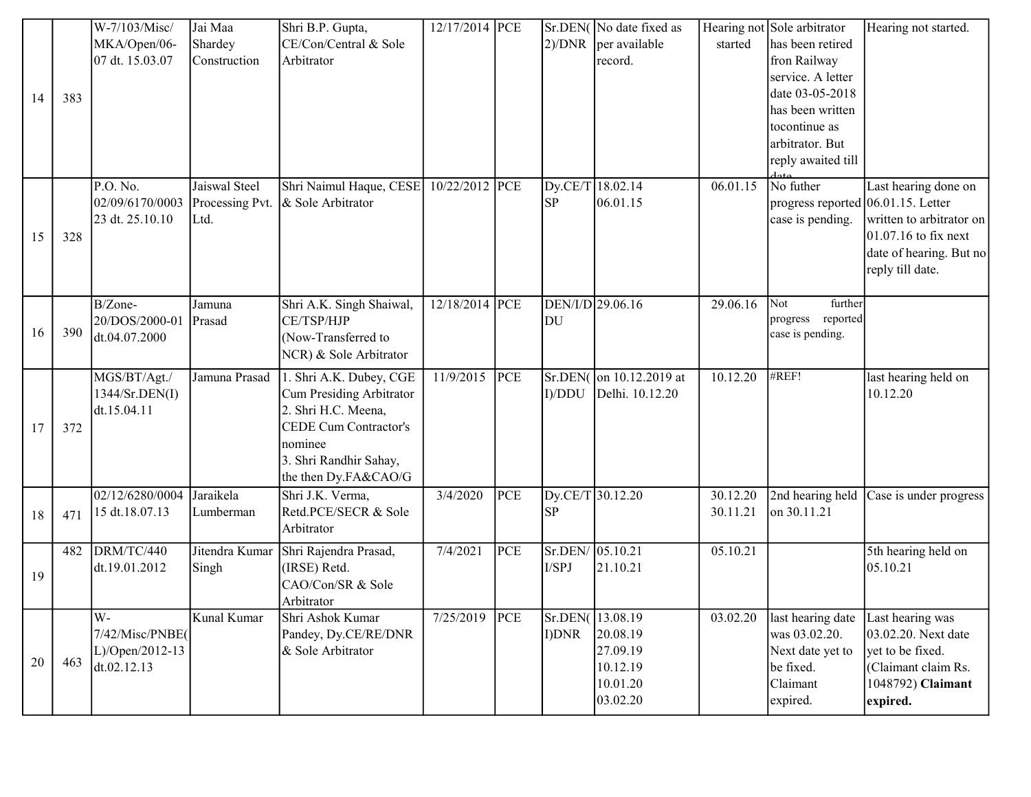| 14 | 383 | W-7/103/Misc/ MKA/Open/06-07 dt. 15.03.07 | Jai Maa Shardey Construction | Shri B.P. Gupta, CE/Con/Central & Sole Arbitrator | 12/17/2014 | PCE | Sr.DEN(2)/DNR | No date fixed as per available record. | Hearing not started | Sole arbitrator has been retired fron Railway service. A letter date 03-05-2018 has been written tocontinue as arbitrator. But reply awaited till date | Hearing not started. |
|---|---|---|---|---|---|---|---|---|---|---|---|
| 15 | 328 | P.O. No. 02/09/6170/0003 23 dt. 25.10.10 | Jaiswal Steel Processing Pvt. Ltd. | Shri Naimul Haque, CESE & Sole Arbitrator | 10/22/2012 | PCE | Dy.CE/TSP | 18.02.14<br>06.01.15 | 06.01.15 | No futher progress reported case is pending. | Last hearing done on 06.01.15. Letter written to arbitrator on 01.07.16 to fix next date of hearing. But no reply till date. |
| 16 | 390 | B/Zone-20/DOS/2000-01 dt.04.07.2000 | Jamuna Prasad | Shri A.K. Singh Shaiwal, CE/TSP/HJP (Now-Transferred to NCR) & Sole Arbitrator | 12/18/2014 | PCE | DEN/I/DDU | 29.06.16 | 29.06.16 | Not further progress reported case is pending. | |
| 17 | 372 | MGS/BT/Agt./ 1344/Sr.DEN(I) dt.15.04.11 | Jamuna Prasad | 1. Shri A.K. Dubey, CGE Cum Presiding Arbitrator<br>2. Shri H.C. Meena, CEDE Cum Contractor's nominee<br>3. Shri Randhir Sahay, the then Dy.FA&CAO/G | 11/9/2015 | PCE | Sr.DEN(I)/DDU | on 10.12.2019 at Delhi. 10.12.20 | 10.12.20 | #REF! | last hearing held on 10.12.20 |
| 18 | 471 | 02/12/6280/0004 15 dt.18.07.13 | Jaraikela Lumberman | Shri J.K. Verma, Retd.PCE/SECR & Sole Arbitrator | 3/4/2020 | PCE | Dy.CE/TSP | 30.12.20 | 30.12.20<br>30.11.21 | 2nd hearing held on 30.11.21 | Case is under progress |
| 19 | 482 | DRM/TC/440 dt.19.01.2012 | Jitendra Kumar Singh | Shri Rajendra Prasad, (IRSE) Retd. CAO/Con/SR & Sole Arbitrator | 7/4/2021 | PCE | Sr.DEN/I/SPJ | 05.10.21<br>21.10.21 | 05.10.21 | | 5th hearing held on 05.10.21 |
| 20 | 463 | W-7/42/Misc/PNBE(L)/Open/2012-13 dt.02.12.13 | Kunal Kumar | Shri Ashok Kumar Pandey, Dy.CE/RE/DNR & Sole Arbitrator | 7/25/2019 | PCE | Sr.DEN(I)DNR | 13.08.19<br>20.08.19<br>27.09.19<br>10.12.19<br>10.01.20<br>03.02.20 | 03.02.20 | last hearing date was 03.02.20. Next date yet to be fixed. Claimant expired. | Last hearing was 03.02.20. Next date yet to be fixed. (Claimant claim Rs. 1048792) **Claimant expired.** |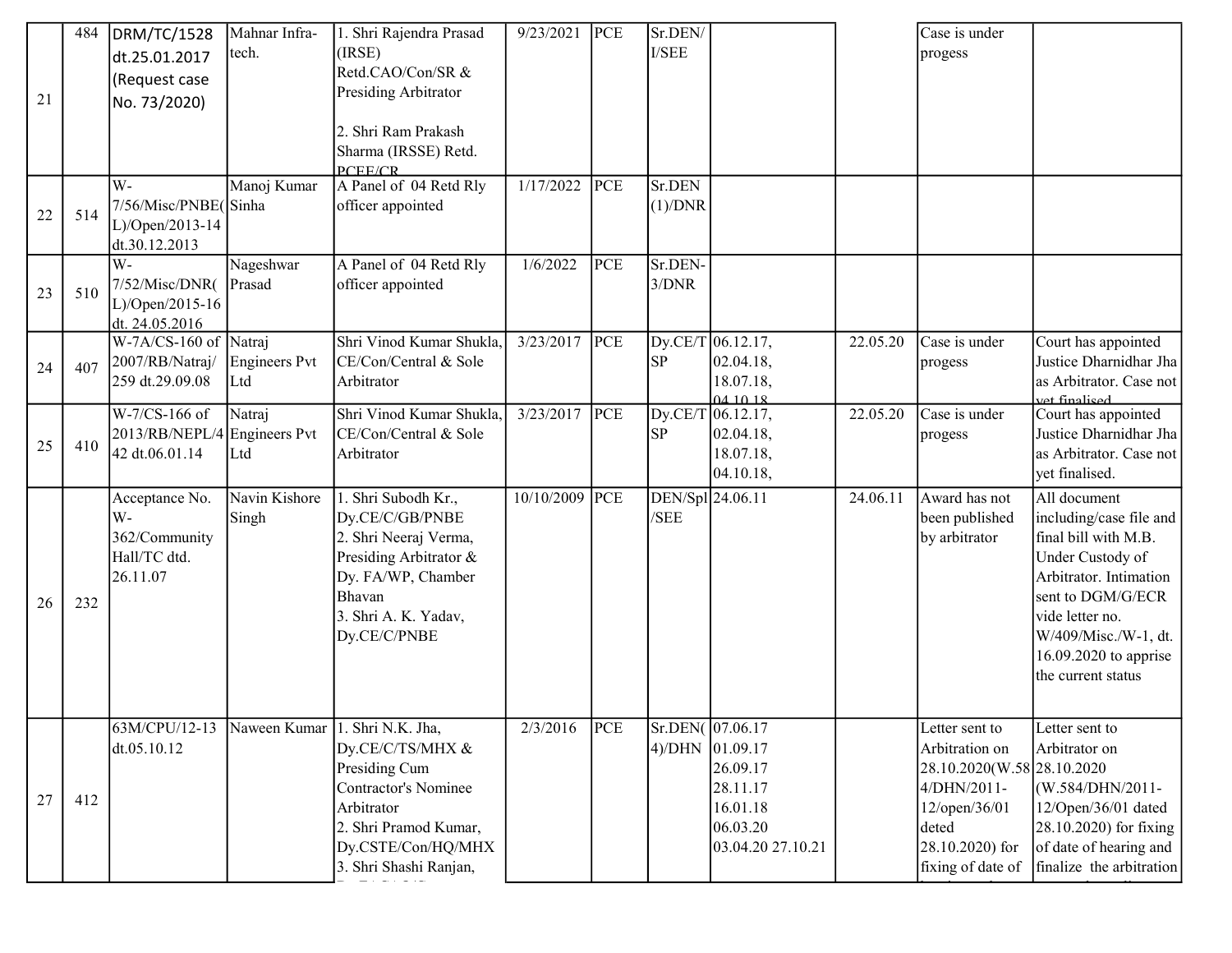| | | | | | | | | | | | |
|---|---|---|---|---|---|---|---|---|---|---|---|
| 21 | 484 | DRM/TC/1528 dt.25.01.2017 (Request case No. 73/2020) | Mahnar Infra-tech. | 1. Shri Rajendra Prasad (IRSE) Retd.CAO/Con/SR & Presiding Arbitrator<br><br>2. Shri Ram Prakash Sharma (IRSSE) Retd. PCEE/CR | 9/23/2021 | PCE | Sr.DEN/ I/SEE | | | Case is under progess | |
| 22 | 514 | W-7/56/Misc/PNBE(L)/Open/2013-14 dt.30.12.2013 | Manoj Kumar Sinha | A Panel of 04 Retd Rly officer appointed | 1/17/2022 | PCE | Sr.DEN (1)/DNR | | | | |
| 23 | 510 | W-7/52/Misc/DNR(L)/Open/2015-16 dt. 24.05.2016 | Nageshwar Prasad | A Panel of 04 Retd Rly officer appointed | 1/6/2022 | PCE | Sr.DEN-3/DNR | | | | |
| 24 | 407 | W-7A/CS-160 of 2007/RB/Natraj/259 dt.29.09.08 | Natraj Engineers Pvt Ltd | Shri Vinod Kumar Shukla, CE/Con/Central & Sole Arbitrator | 3/23/2017 | PCE | Dy.CE/T SP | 06.12.17, 02.04.18, 18.07.18, 04.10.18 | 22.05.20 | Case is under progess | Court has appointed Justice Dharnidhar Jha as Arbitrator. Case not yet finalised. |
| 25 | 410 | W-7/CS-166 of 2013/RB/NEPL/442 dt.06.01.14 | Natraj Engineers Pvt Ltd | Shri Vinod Kumar Shukla, CE/Con/Central & Sole Arbitrator | 3/23/2017 | PCE | Dy.CE/T SP | 06.12.17, 02.04.18, 18.07.18, 04.10.18, | 22.05.20 | Case is under progess | Court has appointed Justice Dharnidhar Jha as Arbitrator. Case not yet finalised. |
| 26 | 232 | Acceptance No. W-362/Community Hall/TC dtd. 26.11.07 | Navin Kishore Singh | 1. Shri Subodh Kr., Dy.CE/C/GB/PNBE<br>2. Shri Neeraj Verma, Presiding Arbitrator & Dy. FA/WP, Chamber Bhavan<br>3. Shri A. K. Yadav, Dy.CE/C/PNBE | 10/10/2009 | PCE | DEN/Spl /SEE | 24.06.11 | 24.06.11 | Award has not been published by arbitrator | All document including/case file and final bill with M.B. Under Custody of Arbitrator. Intimation sent to DGM/G/ECR vide letter no. W/409/Misc./W-1, dt. 16.09.2020 to apprise the current status |
| 27 | 412 | 63M/CPU/12-13 dt.05.10.12 | Naween Kumar | 1. Shri N.K. Jha, Dy.CE/C/TS/MHX & Presiding Cum Contractor's Nominee Arbitrator<br>2. Shri Pramod Kumar, Dy.CSTE/Con/HQ/MHX<br>3. Shri Shashi Ranjan, | 2/3/2016 | PCE | Sr.DEN(4)/DHN | 07.06.17<br>01.09.17<br>26.09.17<br>28.11.17<br>16.01.18<br>06.03.20<br>03.04.20 27.10.21 | | Letter sent to Arbitration on 28.10.2020(W.584/DHN/2011-12/open/36/01 deted 28.10.2020) for fixing of date of | Letter sent to Arbitrator on 28.10.2020 (W.584/DHN/2011-12/Open/36/01 dated 28.10.2020) for fixing of date of hearing and finalize the arbitration |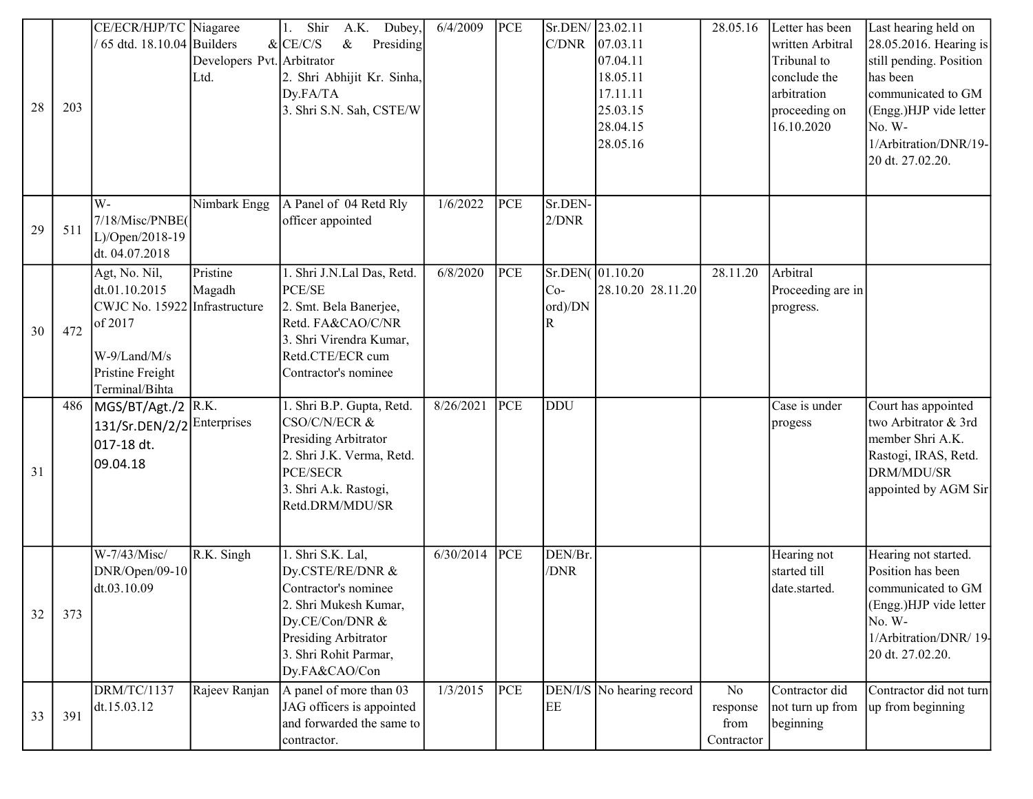| 28 | 203 | CE/ECR/HJP/TC / 65 dtd. 18.10.04 | Niagaree Builders & Developers Pvt. Ltd. | 1. Shir A.K. Dubey, CE/C/S & Presiding Arbitrator<br>2. Shri Abhijit Kr. Sinha, Dy.FA/TA<br>3. Shri S.N. Sah, CSTE/W | 6/4/2009 | PCE | Sr.DEN/C/DNR | 23.02.11<br>07.03.11<br>07.04.11<br>18.05.11<br>17.11.11<br>25.03.15<br>28.04.15<br>28.05.16 | 28.05.16 | Letter has been written Arbitral Tribunal to conclude the arbitration proceeding on 16.10.2020 | Last hearing held on 28.05.2016. Hearing is still pending. Position has been communicated to GM (Engg.)HJP vide letter No. W-1/Arbitration/DNR/19-20 dt. 27.02.20. |
|---|---|---|---|---|---|---|---|---|---|---|---|
| 29 | 511 | W-7/18/Misc/PNBE(L)/Open/2018-19 dt. 04.07.2018 | Nimbark Engg | A Panel of 04 Retd Rly officer appointed | 1/6/2022 | PCE | Sr.DEN-2/DNR | | | | |
| 30 | 472 | Agt, No. Nil, dt.01.10.2015 CWJC No. 15922 of 2017<br><br>W-9/Land/M/s Pristine Freight Terminal/Bihta | Pristine Magadh Infrastructure | 1. Shri J.N.Lal Das, Retd. PCE/SE<br>2. Smt. Bela Banerjee, Retd. FA&CAO/C/NR<br>3. Shri Virendra Kumar, Retd.CTE/ECR cum Contractor's nominee | 6/8/2020 | PCE | Sr.DEN(Co-ord)/DNR | 01.10.20<br>28.10.20 28.11.20 | 28.11.20 | Arbitral Proceeding are in progress. | |
| 31 | 486 | MGS/BT/Agt./2 131/Sr.DEN/2/2 017-18 dt. 09.04.18 | R.K. Enterprises | 1. Shri B.P. Gupta, Retd. CSO/C/N/ECR & Presiding Arbitrator<br>2. Shri J.K. Verma, Retd. PCE/SECR<br>3. Shri A.k. Rastogi, Retd.DRM/MDU/SR | 8/26/2021 | PCE | DDU | | | Case is under progess | Court has appointed two Arbitrator & 3rd member Shri A.K. Rastogi, IRAS, Retd. DRM/MDU/SR appointed by AGM Sir |
| 32 | 373 | W-7/43/Misc/ DNR/Open/09-10 dt.03.10.09 | R.K. Singh | 1. Shri S.K. Lal, Dy.CSTE/RE/DNR & Contractor's nominee<br>2. Shri Mukesh Kumar, Dy.CE/Con/DNR & Presiding Arbitrator<br>3. Shri Rohit Parmar, Dy.FA&CAO/Con | 6/30/2014 | PCE | DEN/Br./DNR | | | Hearing not started till date.started. | Hearing not started. Position has been communicated to GM (Engg.)HJP vide letter No. W-1/Arbitration/DNR/ 19-20 dt. 27.02.20. |
| 33 | 391 | DRM/TC/1137 dt.15.03.12 | Rajeev Ranjan | A panel of more than 03 JAG officers is appointed and forwarded the same to contractor. | 1/3/2015 | PCE | DEN/I/SEE | No hearing record | No response from Contractor | Contractor did not turn up from beginning | Contractor did not turn up from beginning |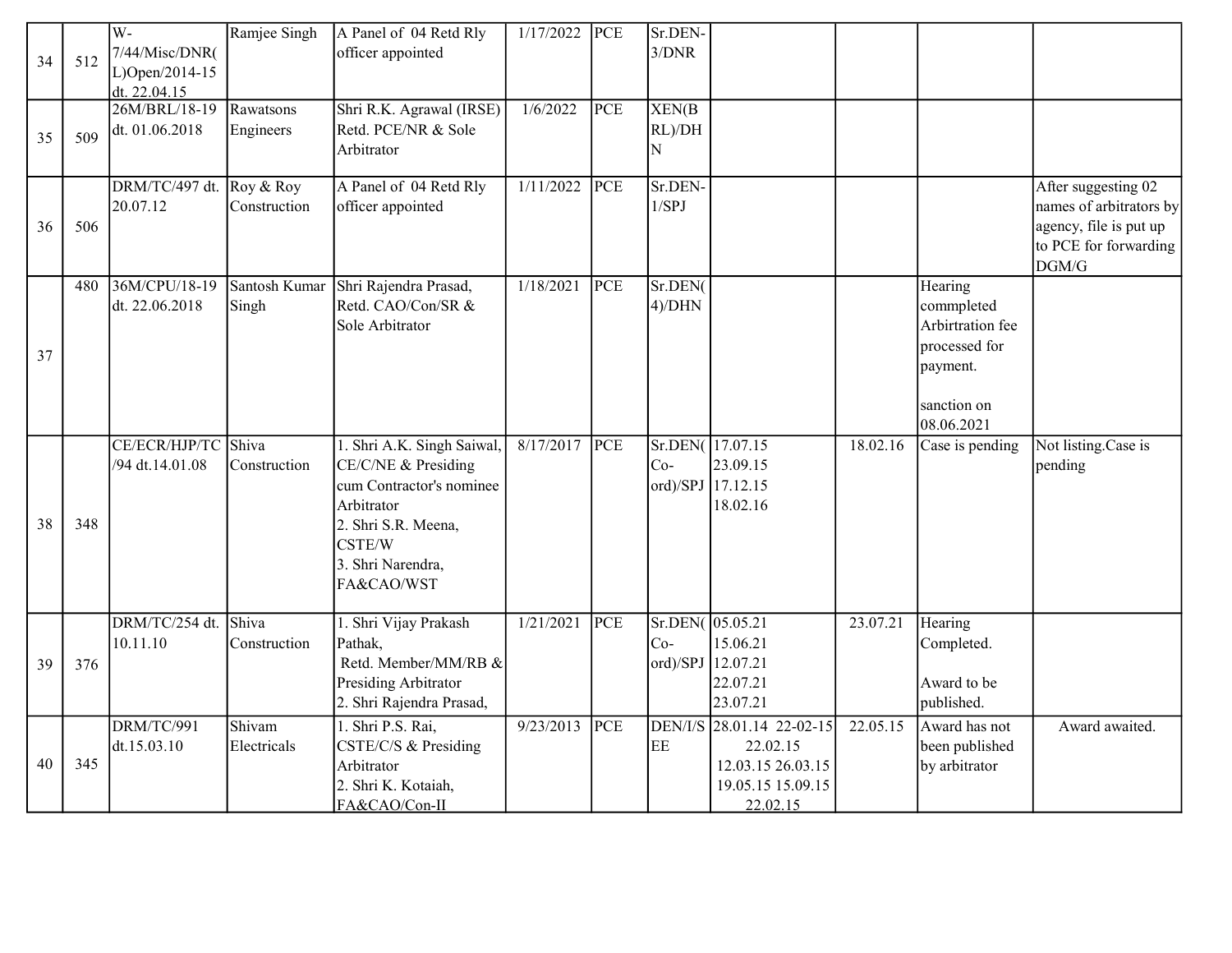| | | | | | | | | | | | |
|---|---|---|---|---|---|---|---|---|---|---|---|
| 34 | 512 | W-7/44/Misc/DNR(L)Open/2014-15 dt. 22.04.15 | Ramjee Singh | A Panel of 04 Retd Rly officer appointed | 1/17/2022 | PCE | Sr.DEN-3/DNR | | | | |
| 35 | 509 | 26M/BRL/18-19 dt. 01.06.2018 | Rawatsons Engineers | Shri R.K. Agrawal (IRSE) Retd. PCE/NR & Sole Arbitrator | 1/6/2022 | PCE | XEN(BRL)/DHN | | | | |
| 36 | 506 | DRM/TC/497 dt. 20.07.12 | Roy & Roy Construction | A Panel of 04 Retd Rly officer appointed | 1/11/2022 | PCE | Sr.DEN-1/SPJ | | | | After suggesting 02 names of arbitrators by agency, file is put up to PCE for forwarding DGM/G |
| 37 | 480 | 36M/CPU/18-19 dt. 22.06.2018 | Santosh Kumar Singh | Shri Rajendra Prasad, Retd. CAO/Con/SR & Sole Arbitrator | 1/18/2021 | PCE | Sr.DEN(4)/DHN | | | Hearing commpleted Arbirtration fee processed for payment.<br><br>sanction on 08.06.2021 | |
| 38 | 348 | CE/ECR/HJP/TC/94 dt.14.01.08 | Shiva Construction | 1. Shri A.K. Singh Saiwal, CE/C/NE & Presiding cum Contractor's nominee Arbitrator<br>2. Shri S.R. Meena, CSTE/W<br>3. Shri Narendra, FA&CAO/WST | 8/17/2017 | PCE | Sr.DEN(Co-ord)/SPJ | 17.07.15<br>23.09.15<br>17.12.15<br>18.02.16 | 18.02.16 | Case is pending | Not listing.Case is pending |
| 39 | 376 | DRM/TC/254 dt. 10.11.10 | Shiva Construction | 1. Shri Vijay Prakash Pathak, Retd. Member/MM/RB & Presiding Arbitrator<br>2. Shri Rajendra Prasad, | 1/21/2021 | PCE | Sr.DEN(Co-ord)/SPJ | 05.05.21<br>15.06.21<br>12.07.21<br>22.07.21<br>23.07.21 | 23.07.21 | Hearing Completed.<br><br>Award to be published. | |
| 40 | 345 | DRM/TC/991 dt.15.03.10 | Shivam Electricals | 1. Shri P.S. Rai, CSTE/C/S & Presiding Arbitrator<br>2. Shri K. Kotaiah, FA&CAO/Con-II | 9/23/2013 | PCE | DEN/I/SEE | 28.01.14 22-02-15<br>22.02.15<br>12.03.15 26.03.15<br>19.05.15 15.09.15<br>22.02.15 | 22.05.15 | Award has not been published by arbitrator | Award awaited. |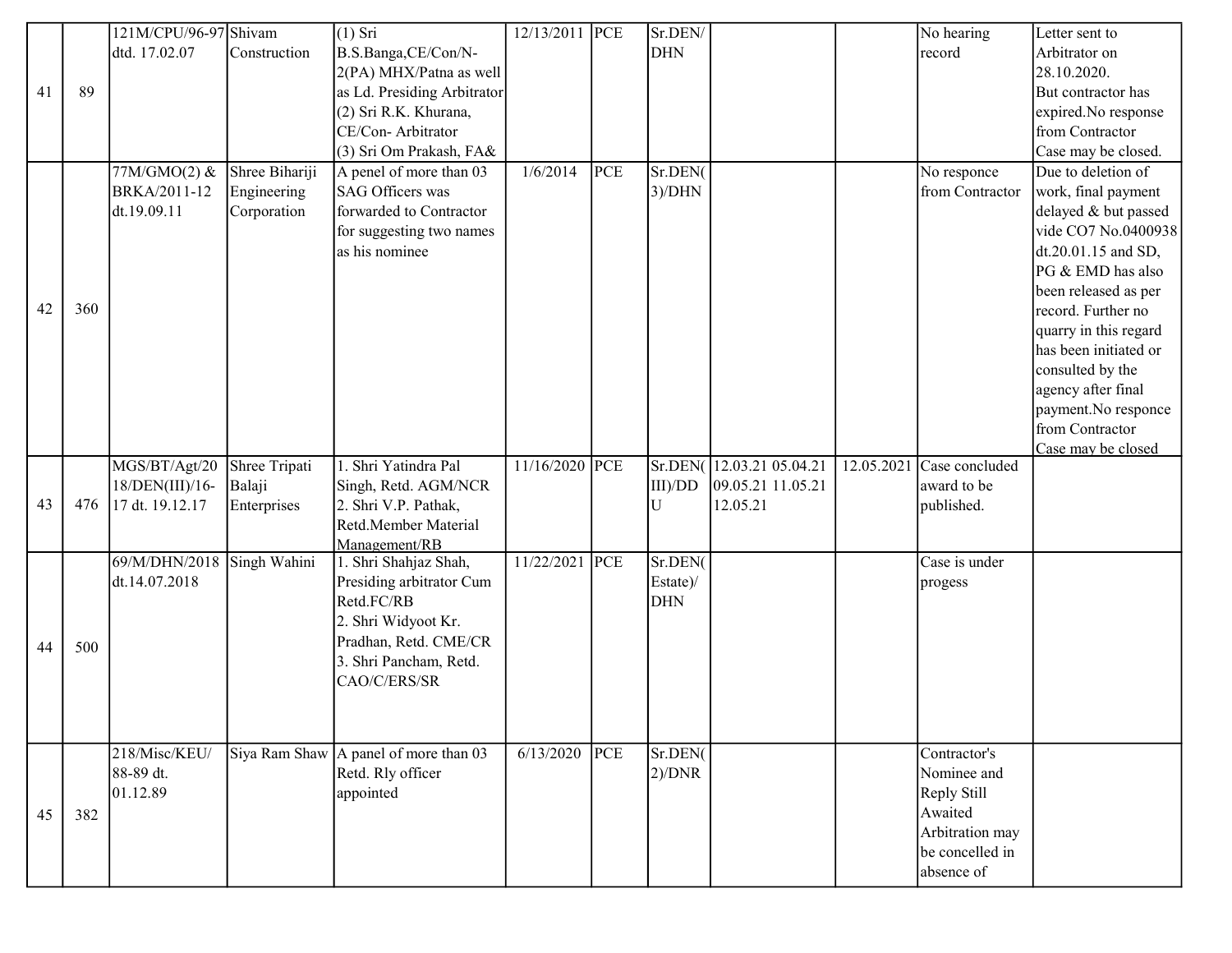| | | | | | | | | | | | |
|---|---|---|---|---|---|---|---|---|---|---|---|
| 41 | 89 | 121M/CPU/96-97 dtd. 17.02.07 | Shivam Construction | (1) Sri B.S.Banga,CE/Con/N-2(PA) MHX/Patna as well as Ld. Presiding Arbitrator (2) Sri R.K. Khurana, CE/Con- Arbitrator (3) Sri Om Prakash, FA& | 12/13/2011 | PCE | Sr.DEN/ DHN | | | No hearing record | Letter sent to Arbitrator on 28.10.2020. But contractor has expired.No response from Contractor Case may be closed. |
| 42 | 360 | 77M/GMO(2) & BRKA/2011-12 dt.19.09.11 | Shree Bihariji Engineering Corporation | A panel of more than 03 SAG Officers was forwarded to Contractor for suggesting two names as his nominee | 1/6/2014 | PCE | Sr.DEN(3)/DHN | | | No responce from Contractor | Due to deletion of work, final payment delayed & but passed vide CO7 No.0400938 dt.20.01.15 and SD, PG & EMD has also been released as per record. Further no quarry in this regard has been initiated or consulted by the agency after final payment.No responce from Contractor Case may be closed |
| 43 | 476 | MGS/BT/Agt/2018/DEN(III)/16-17 dt. 19.12.17 | Shree Tripati Balaji Enterprises | 1. Shri Yatindra Pal Singh, Retd. AGM/NCR 2. Shri V.P. Pathak, Retd.Member Material Management/RB | 11/16/2020 | PCE | Sr.DEN(III)/DDU | 12.03.21 05.04.21 09.05.21 11.05.21 12.05.21 | 12.05.2021 | Case concluded award to be published. | |
| 44 | 500 | 69/M/DHN/2018 dt.14.07.2018 | Singh Wahini | 1. Shri Shahjaz Shah, Presiding arbitrator Cum Retd.FC/RB 2. Shri Widyoot Kr. Pradhan, Retd. CME/CR 3. Shri Pancham, Retd. CAO/C/ERS/SR | 11/22/2021 | PCE | Sr.DEN(Estate)/DHN | | | Case is under progess | |
| 45 | 382 | 218/Misc/KEU/88-89 dt. 01.12.89 | Siya Ram Shaw | A panel of more than 03 Retd. Rly officer appointed | 6/13/2020 | PCE | Sr.DEN(2)/DNR | | | Contractor's Nominee and Reply Still Awaited Arbitration may be concelled in absence of | |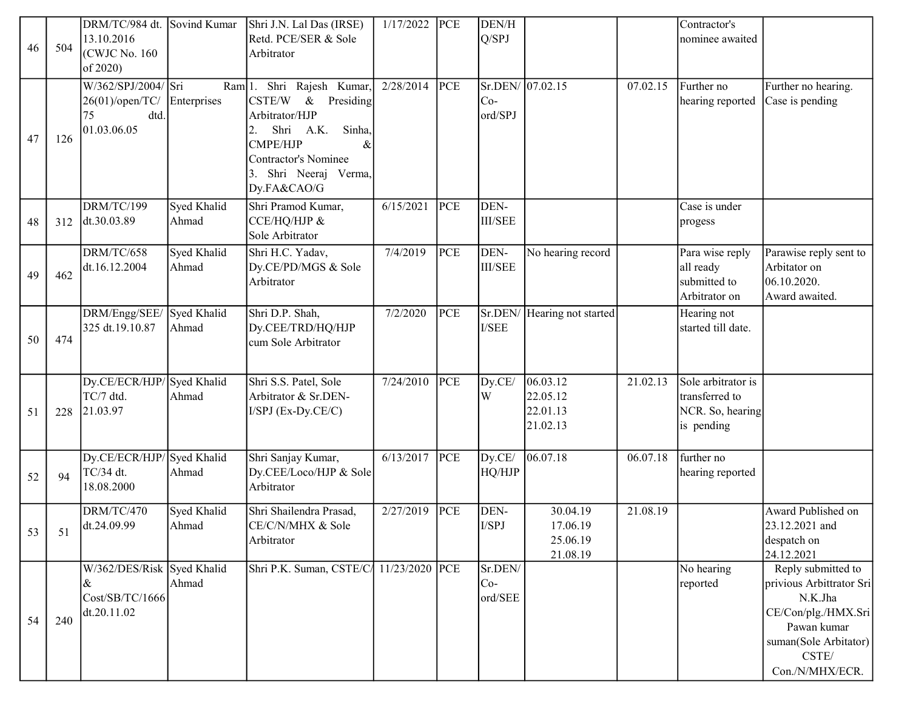| 46 | 504 | DRM/TC/984 dt. 13.10.2016 (CWJC No. 160 of 2020) | Sovind Kumar | Shri J.N. Lal Das (IRSE) Retd. PCE/SER & Sole Arbitrator | 1/17/2022 | PCE | DEN/HQ/SPJ | | | Contractor's nominee awaited | |
|---|---|---|---|---|---|---|---|---|---|---|---|
| 47 | 126 | W/362/SPJ/2004/26(01)/open/TC/75 dtd. 01.03.06.05 | Sri Ram Enterprises | 1. Shri Rajesh Kumar, CSTE/W & Presiding Arbitrator/HJP<br>2. Shri A.K. Sinha, CMPE/HJP & Contractor's Nominee<br>3. Shri Neeraj Verma, Dy.FA&CAO/G | 2/28/2014 | PCE | Sr.DEN/Co-ord/SPJ | 07.02.15 | 07.02.15 | Further no hearing reported | Further no hearing. Case is pending |
| 48 | 312 | DRM/TC/199 dt.30.03.89 | Syed Khalid Ahmad | Shri Pramod Kumar, CCE/HQ/HJP & Sole Arbitrator | 6/15/2021 | PCE | DEN-III/SEE | | | Case is under progess | |
| 49 | 462 | DRM/TC/658 dt.16.12.2004 | Syed Khalid Ahmad | Shri H.C. Yadav, Dy.CE/PD/MGS & Sole Arbitrator | 7/4/2019 | PCE | DEN-III/SEE | No hearing record | | Para wise reply all ready submitted to Arbitator on | Parawise reply sent to Arbitator on 06.10.2020. Award awaited. |
| 50 | 474 | DRM/Engg/SEE/325 dt.19.10.87 | Syed Khalid Ahmad | Shri D.P. Shah, Dy.CEE/TRD/HQ/HJP cum Sole Arbitrator | 7/2/2020 | PCE | Sr.DEN/I/SEE | Hearing not started | | Hearing not started till date. | |
| 51 | 228 | Dy.CE/ECR/HJP/TC/7 dtd. 21.03.97 | Syed Khalid Ahmad | Shri S.S. Patel, Sole Arbitrator & Sr.DEN-I/SPJ (Ex-Dy.CE/C) | 7/24/2010 | PCE | Dy.CE/W | 06.03.12<br>22.05.12<br>22.01.13<br>21.02.13 | 21.02.13 | Sole arbitrator is transferred to NCR. So, hearing is pending | |
| 52 | 94 | Dy.CE/ECR/HJP/TC/34 dt. 18.08.2000 | Syed Khalid Ahmad | Shri Sanjay Kumar, Dy.CEE/Loco/HJP & Sole Arbitrator | 6/13/2017 | PCE | Dy.CE/HQ/HJP | 06.07.18 | 06.07.18 | further no hearing reported | |
| 53 | 51 | DRM/TC/470 dt.24.09.99 | Syed Khalid Ahmad | Shri Shailendra Prasad, CE/C/N/MHX & Sole Arbitrator | 2/27/2019 | PCE | DEN-I/SPJ | 30.04.19<br>17.06.19<br>25.06.19<br>21.08.19 | 21.08.19 | | Award Published on 23.12.2021 and despatch on 24.12.2021 |
| 54 | 240 | W/362/DES/Risk & Cost/SB/TC/1666 dt.20.11.02 | Syed Khalid Ahmad | Shri P.K. Suman, CSTE/C/ | 11/23/2020 | PCE | Sr.DEN/Co-ord/SEE | | | No hearing reported | Reply submitted to privious Arbittrator Sri N.K.Jha CE/Con/plg./HMX.Sri Pawan kumar suman(Sole Arbitator) CSTE/ Con./N/MHX/ECR. |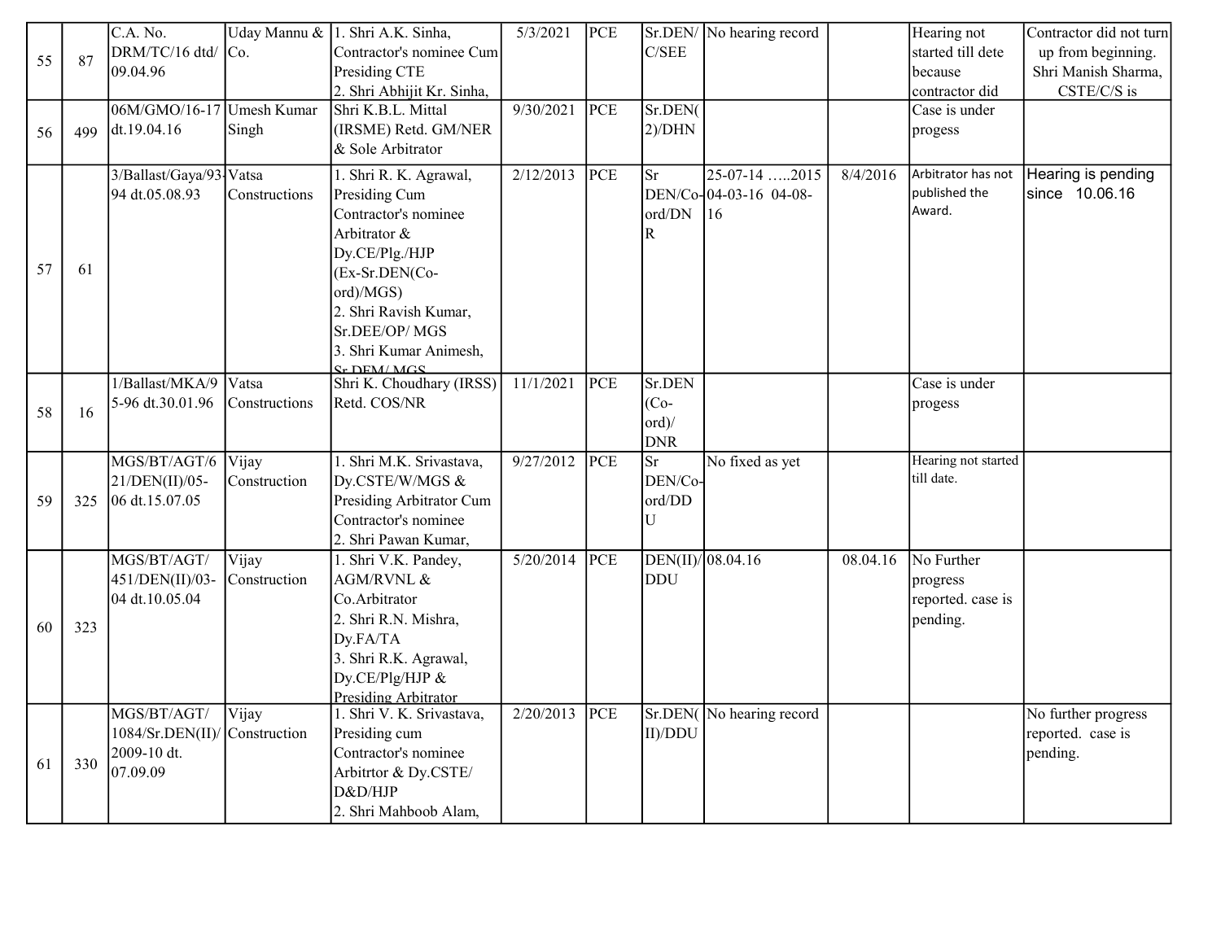| 55 | 87 | C.A. No. DRM/TC/16 dtd/ 09.04.96 | Uday Mannu & Co. | 1. Shri A.K. Sinha, Contractor's nominee Cum Presiding CTE<br>2. Shri Abhijit Kr. Sinha, | 5/3/2021 | PCE | Sr.DEN/ C/SEE | No hearing record | | Hearing not started till dete because contractor did | Contractor did not turn up from beginning. Shri Manish Sharma, CSTE/C/S is |
|---|---|---|---|---|---|---|---|---|---|---|---|
| 56 | 499 | 06M/GMO/16-17 dt.19.04.16 | Umesh Kumar Singh | Shri K.B.L. Mittal (IRSME) Retd. GM/NER & Sole Arbitrator | 9/30/2021 | PCE | Sr.DEN( 2)/DHN | | | Case is under progess | |
| 57 | 61 | 3/Ballast/Gaya/93-94 dt.05.08.93 | Vatsa Constructions | 1. Shri R. K. Agrawal, Presiding Cum Contractor's nominee Arbitrator & Dy.CE/Plg./HJP (Ex-Sr.DEN(Co-ord)/MGS)<br>2. Shri Ravish Kumar, Sr.DEE/OP/ MGS<br>3. Shri Kumar Animesh, Sr.DEM/ MGS | 2/12/2013 | PCE | Sr DEN/Co-ord/DNR | 25-07-14 …..2015 04-03-16 04-08-16 | 8/4/2016 | Arbitrator has not published the Award. | Hearing is pending since 10.06.16 |
| 58 | 16 | 1/Ballast/MKA/95-96 dt.30.01.96 | Vatsa Constructions | Shri K. Choudhary (IRSS) Retd. COS/NR | 11/1/2021 | PCE | Sr.DEN (Co-ord)/ DNR | | | Case is under progess | |
| 59 | 325 | MGS/BT/AGT/621/DEN(II)/05-06 dt.15.07.05 | Vijay Construction | 1. Shri M.K. Srivastava, Dy.CSTE/W/MGS & Presiding Arbitrator Cum Contractor's nominee<br>2. Shri Pawan Kumar, | 9/27/2012 | PCE | Sr DEN/Co-ord/DDU | No fixed as yet | | Hearing not started till date. | |
| 60 | 323 | MGS/BT/AGT/ 451/DEN(II)/03-04 dt.10.05.04 | Vijay Construction | 1. Shri V.K. Pandey, AGM/RVNL & Co.Arbitrator<br>2. Shri R.N. Mishra, Dy.FA/TA<br>3. Shri R.K. Agrawal, Dy.CE/Plg/HJP & Presiding Arbitrator | 5/20/2014 | PCE | DEN(II)/ DDU | 08.04.16 | 08.04.16 | No Further progress reported. case is pending. | |
| 61 | 330 | MGS/BT/AGT/ 1084/Sr.DEN(II)/ 2009-10 dt. 07.09.09 | Vijay Construction | 1. Shri V. K. Srivastava, Presiding cum Contractor's nominee Arbitrtor & Dy.CSTE/ D&D/HJP<br>2. Shri Mahboob Alam, | 2/20/2013 | PCE | Sr.DEN( II)/DDU | No hearing record | | | No further progress reported. case is pending. |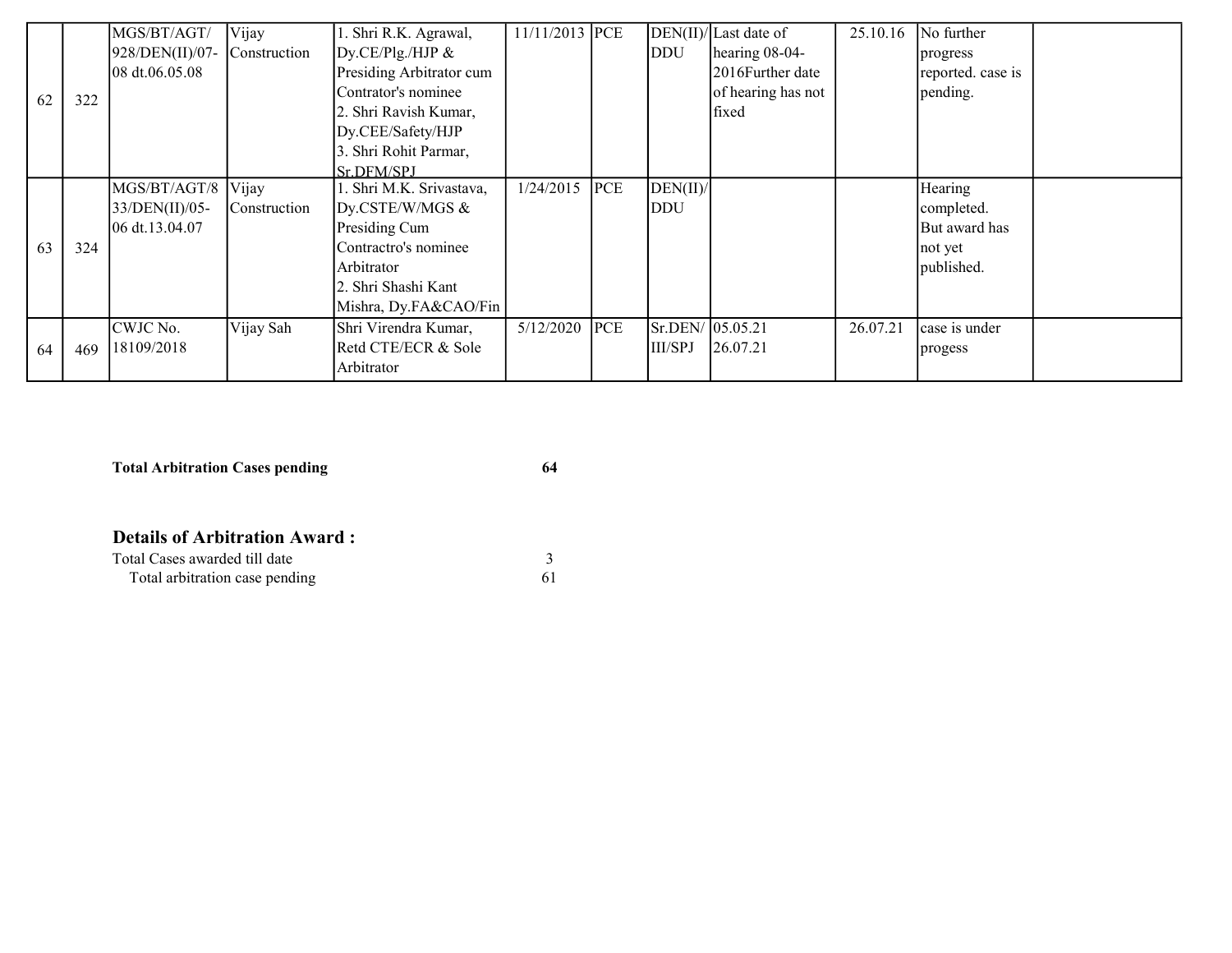| | | | | | | | | | | | |
|---|---|---|---|---|---|---|---|---|---|---|---|
| 62 | 322 | MGS/BT/AGT/ 928/DEN(II)/07-08 dt.06.05.08 | Vijay Construction | 1. Shri R.K. Agrawal, Dy.CE/Plg./HJP & Presiding Arbitrator cum Contrator's nominee<br>2. Shri Ravish Kumar, Dy.CEE/Safety/HJP<br>3. Shri Rohit Parmar, Sr.DFM/SPJ | 11/11/2013 | PCE | DEN(II)/ DDU | Last date of hearing 08-04-2016Further date of hearing has not fixed | 25.10.16 | No further progress reported. case is pending. | |
| 63 | 324 | MGS/BT/AGT/833/DEN(II)/05-06 dt.13.04.07 | Vijay Construction | 1. Shri M.K. Srivastava, Dy.CSTE/W/MGS & Presiding Cum Contractro's nominee Arbitrator<br>2. Shri Shashi Kant Mishra, Dy.FA&CAO/Fin | 1/24/2015 | PCE | DEN(II)/ DDU | | | Hearing completed. But award has not yet published. | |
| 64 | 469 | CWJC No. 18109/2018 | Vijay Sah | Shri Virendra Kumar, Retd CTE/ECR & Sole Arbitrator | 5/12/2020 | PCE | Sr.DEN/ III/SPJ | 05.05.21<br>26.07.21 | 26.07.21 | case is under progess | |

**Total Arbitration Cases pending** **64**

## Details of Arbitration Award :

Total Cases awarded till date 3

Total arbitration case pending 61